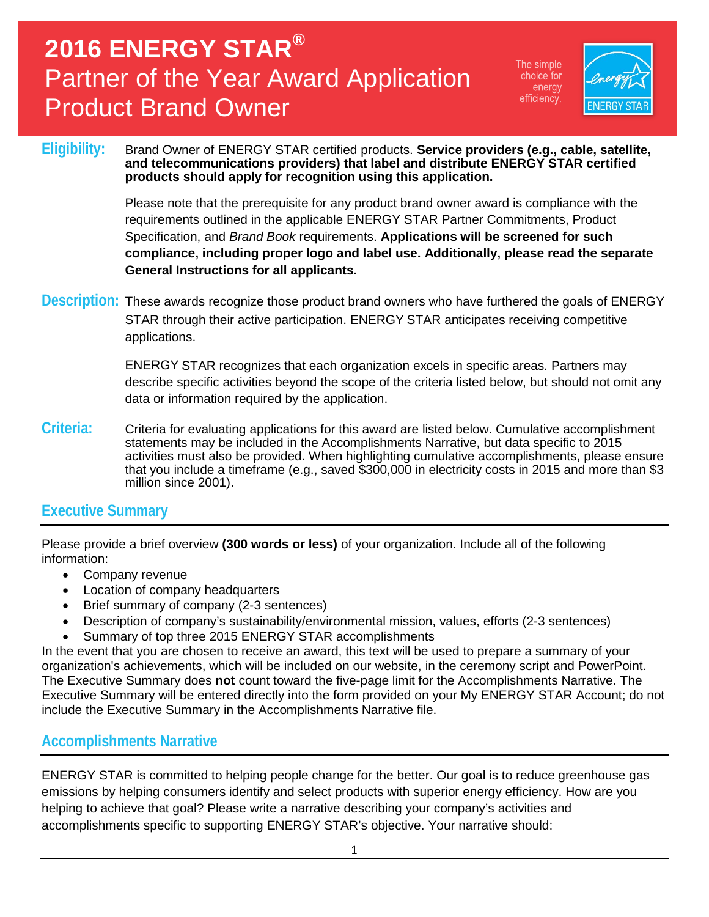# 2016 ENERGY STAR®

# Partner of the Year Award Application

# Product Brand Owner

The simple choice for energy efficiency.

**Eligibility:** Brand Owner of ENERGY STAR certified products. **Service providers (e.g., cable, satellite, and telecommunications providers) that label and distribute ENERGY STAR certified products should apply for recognition using this application.**

Please note that the prerequisite for any product brand owner award is compliance with the requirements outlined in the applicable ENERGY STAR Partner Commitments, Product Specification, and *Brand Book* requirements. **Applications will be screened for such compliance, including proper logo and label use. Additionally, please read the separate General Instructions for all applicants.**

**Description:** These awards recognize those product brand owners who have furthered the goals of ENERGY STAR through their active participation. ENERGY STAR anticipates receiving competitive applications.

ENERGY STAR recognizes that each organization excels in specific areas. Partners may describe specific activities beyond the scope of the criteria listed below, but should not omit any data or information required by the application.

**Criteria:** Criteria for evaluating applications for this award are listed below. Cumulative accomplishment statements may be included in the Accomplishments Narrative, but data specific to 2015 activities must also be provided. When highlighting cumulative accomplishments, please ensure that you include a timeframe (e.g., saved $300,000 in electricity costs in 2015 and more than $3 million since 2001).

## Executive Summary

Please provide a brief overview **(300 words or less)** of your organization. Include all of the following information:

- Company revenue
- Location of company headquarters
- Brief summary of company (2-3 sentences)
- Description of company's sustainability/environmental mission, values, efforts (2-3 sentences)
- Summary of top three 2015 ENERGY STAR accomplishments

In the event that you are chosen to receive an award, this text will be used to prepare a summary of your organization's achievements, which will be included on our website, in the ceremony script and PowerPoint. The Executive Summary does **not** count toward the five-page limit for the Accomplishments Narrative. The Executive Summary will be entered directly into the form provided on your My ENERGY STAR Account; do not include the Executive Summary in the Accomplishments Narrative file.

## Accomplishments Narrative

ENERGY STAR is committed to helping people change for the better. Our goal is to reduce greenhouse gas emissions by helping consumers identify and select products with superior energy efficiency. How are you helping to achieve that goal? Please write a narrative describing your company's activities and accomplishments specific to supporting ENERGY STAR's objective. Your narrative should: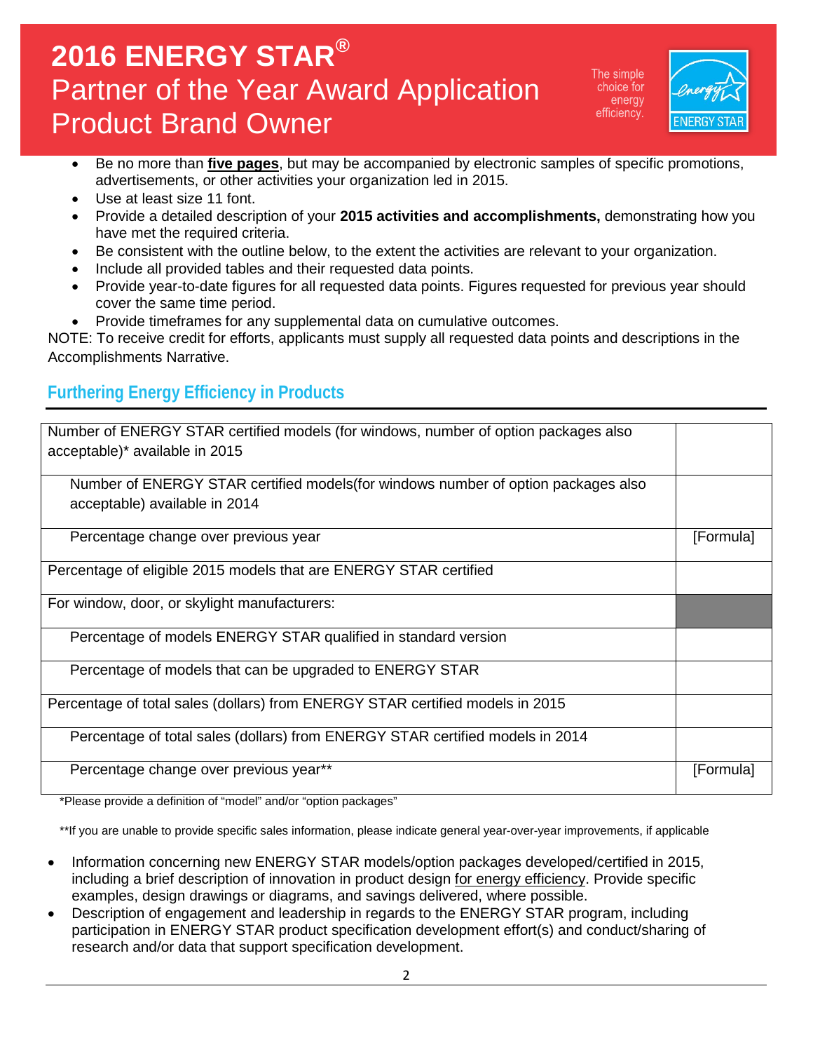# 2016 ENERGY STAR® Partner of the Year Award Application Product Brand Owner

- Be no more than **five pages**, but may be accompanied by electronic samples of specific promotions, advertisements, or other activities your organization led in 2015.
- Use at least size 11 font.
- Provide a detailed description of your **2015 activities and accomplishments,** demonstrating how you have met the required criteria.
- Be consistent with the outline below, to the extent the activities are relevant to your organization.
- Include all provided tables and their requested data points.
- Provide year-to-date figures for all requested data points. Figures requested for previous year should cover the same time period.
- Provide timeframes for any supplemental data on cumulative outcomes.

NOTE: To receive credit for efforts, applicants must supply all requested data points and descriptions in the Accomplishments Narrative.

## Furthering Energy Efficiency in Products

| | |
|---|---|
| Number of ENERGY STAR certified models (for windows, number of option packages also acceptable)* available in 2015 | |
| Number of ENERGY STAR certified models(for windows number of option packages also acceptable) available in 2014 | |
| Percentage change over previous year | [Formula] |
| Percentage of eligible 2015 models that are ENERGY STAR certified | |
| For window, door, or skylight manufacturers: | |
| Percentage of models ENERGY STAR qualified in standard version | |
| Percentage of models that can be upgraded to ENERGY STAR | |
| Percentage of total sales (dollars) from ENERGY STAR certified models in 2015 | |
| Percentage of total sales (dollars) from ENERGY STAR certified models in 2014 | |
| Percentage change over previous year** | [Formula] |

*Please provide a definition of "model" and/or "option packages"

**If you are unable to provide specific sales information, please indicate general year-over-year improvements, if applicable

- Information concerning new ENERGY STAR models/option packages developed/certified in 2015, including a brief description of innovation in product design for energy efficiency. Provide specific examples, design drawings or diagrams, and savings delivered, where possible.
- Description of engagement and leadership in regards to the ENERGY STAR program, including participation in ENERGY STAR product specification development effort(s) and conduct/sharing of research and/or data that support specification development.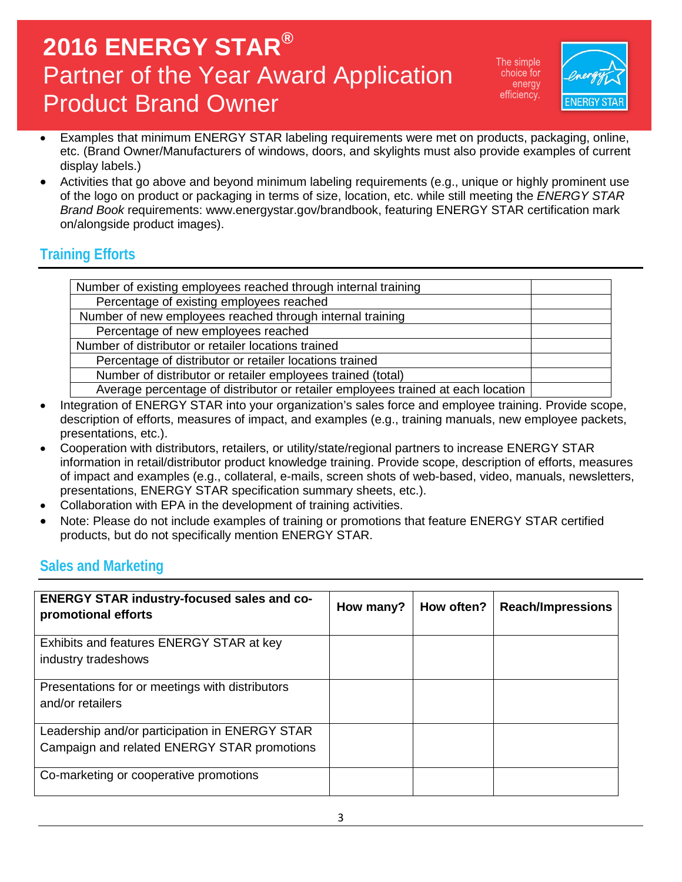- Examples that minimum ENERGY STAR labeling requirements were met on products, packaging, online, etc. (Brand Owner/Manufacturers of windows, doors, and skylights must also provide examples of current display labels.)
- Activities that go above and beyond minimum labeling requirements (e.g., unique or highly prominent use of the logo on product or packaging in terms of size, location, etc. while still meeting the *ENERGY STAR Brand Book* requirements: www.energystar.gov/brandbook, featuring ENERGY STAR certification mark on/alongside product images).

## Training Efforts

| | |
|---|---|
| Number of existing employees reached through internal training | |
| Percentage of existing employees reached | |
| Number of new employees reached through internal training | |
| Percentage of new employees reached | |
| Number of distributor or retailer locations trained | |
| Percentage of distributor or retailer locations trained | |
| Number of distributor or retailer employees trained (total) | |
| Average percentage of distributor or retailer employees trained at each location | |

- Integration of ENERGY STAR into your organization's sales force and employee training. Provide scope, description of efforts, measures of impact, and examples (e.g., training manuals, new employee packets, presentations, etc.).
- Cooperation with distributors, retailers, or utility/state/regional partners to increase ENERGY STAR information in retail/distributor product knowledge training. Provide scope, description of efforts, measures of impact and examples (e.g., collateral, e-mails, screen shots of web-based, video, manuals, newsletters, presentations, ENERGY STAR specification summary sheets, etc.).
- Collaboration with EPA in the development of training activities.
- Note: Please do not include examples of training or promotions that feature ENERGY STAR certified products, but do not specifically mention ENERGY STAR.

## Sales and Marketing

| ENERGY STAR industry-focused sales and co-promotional efforts | How many? | How often? | Reach/Impressions |
|---|---|---|---|
| Exhibits and features ENERGY STAR at key industry tradeshows | | | |
| Presentations for or meetings with distributors and/or retailers | | | |
| Leadership and/or participation in ENERGY STAR Campaign and related ENERGY STAR promotions | | | |
| Co-marketing or cooperative promotions | | | |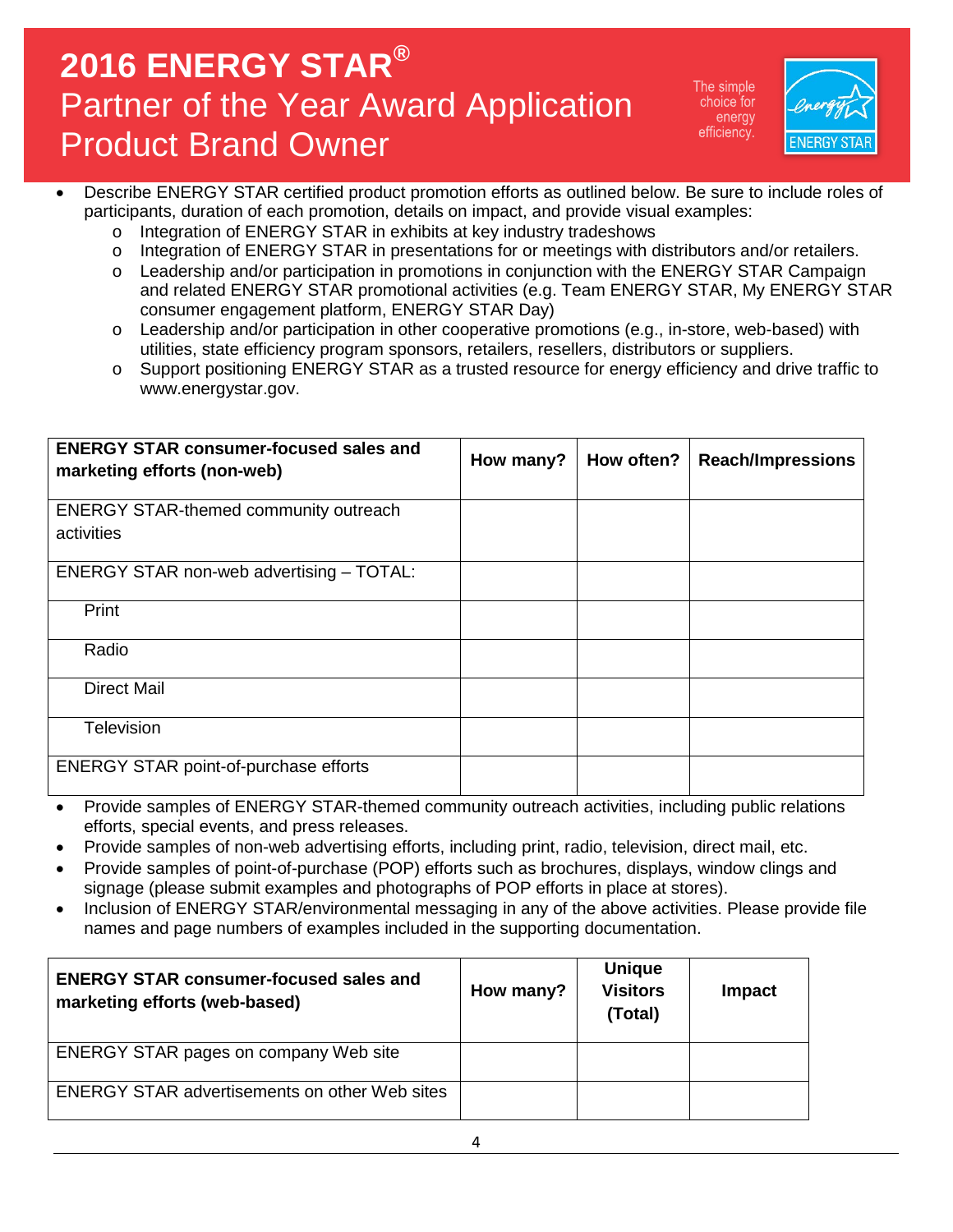# 2016 ENERGY STAR®
## Partner of the Year Award Application
## Product Brand Owner

The simple choice for energy efficiency.

- Describe ENERGY STAR certified product promotion efforts as outlined below. Be sure to include roles of participants, duration of each promotion, details on impact, and provide visual examples:
  - Integration of ENERGY STAR in exhibits at key industry tradeshows
  - Integration of ENERGY STAR in presentations for or meetings with distributors and/or retailers.
  - Leadership and/or participation in promotions in conjunction with the ENERGY STAR Campaign and related ENERGY STAR promotional activities (e.g. Team ENERGY STAR, My ENERGY STAR consumer engagement platform, ENERGY STAR Day)
  - Leadership and/or participation in other cooperative promotions (e.g., in-store, web-based) with utilities, state efficiency program sponsors, retailers, resellers, distributors or suppliers.
  - Support positioning ENERGY STAR as a trusted resource for energy efficiency and drive traffic to www.energystar.gov.

| ENERGY STAR consumer-focused sales and marketing efforts (non-web) | How many? | How often? | Reach/Impressions |
|---|---|---|---|
| ENERGY STAR-themed community outreach activities | | | |
| ENERGY STAR non-web advertising – TOTAL: | | | |
| Print | | | |
| Radio | | | |
| Direct Mail | | | |
| Television | | | |
| ENERGY STAR point-of-purchase efforts | | | |

- Provide samples of ENERGY STAR-themed community outreach activities, including public relations efforts, special events, and press releases.
- Provide samples of non-web advertising efforts, including print, radio, television, direct mail, etc.
- Provide samples of point-of-purchase (POP) efforts such as brochures, displays, window clings and signage (please submit examples and photographs of POP efforts in place at stores).
- Inclusion of ENERGY STAR/environmental messaging in any of the above activities. Please provide file names and page numbers of examples included in the supporting documentation.

| ENERGY STAR consumer-focused sales and marketing efforts (web-based) | How many? | Unique Visitors (Total) | Impact |
|---|---|---|---|
| ENERGY STAR pages on company Web site | | | |
| ENERGY STAR advertisements on other Web sites | | | |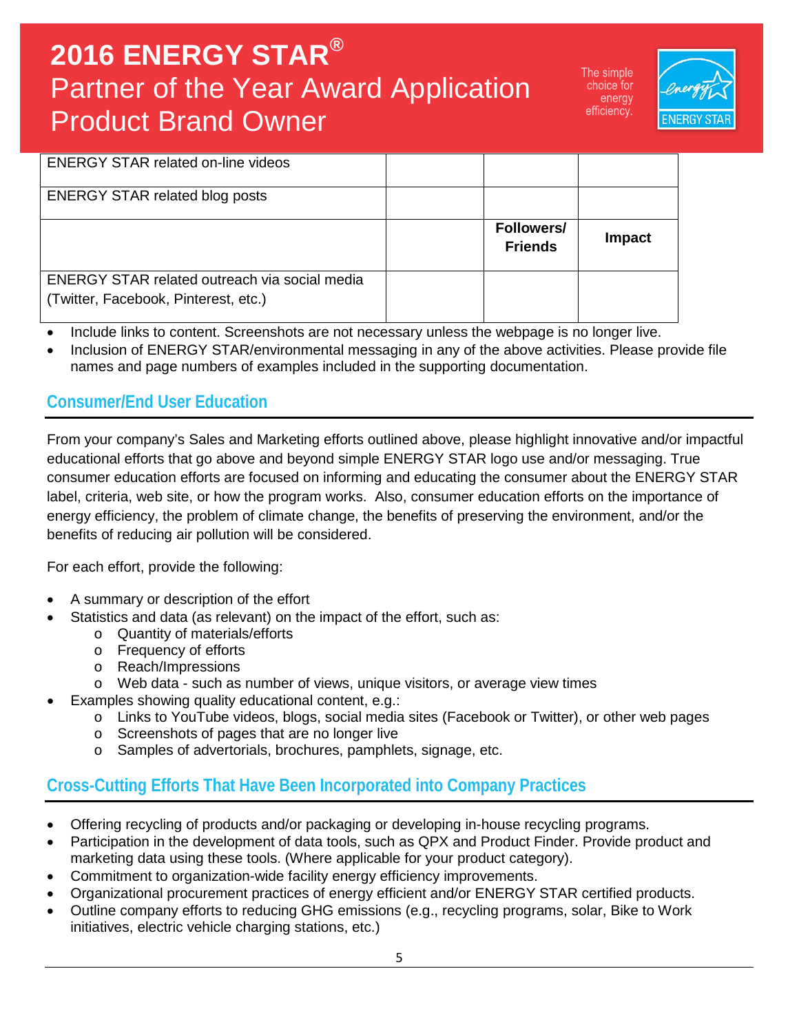| | | | |
|---|---|---|---|
| ENERGY STAR related on-line videos | | | |
| ENERGY STAR related blog posts | | | |
| | | **Followers/ Friends** | **Impact** |
| ENERGY STAR related outreach via social media (Twitter, Facebook, Pinterest, etc.) | | | |

- Include links to content. Screenshots are not necessary unless the webpage is no longer live.
- Inclusion of ENERGY STAR/environmental messaging in any of the above activities. Please provide file names and page numbers of examples included in the supporting documentation.

## Consumer/End User Education

From your company's Sales and Marketing efforts outlined above, please highlight innovative and/or impactful educational efforts that go above and beyond simple ENERGY STAR logo use and/or messaging. True consumer education efforts are focused on informing and educating the consumer about the ENERGY STAR label, criteria, web site, or how the program works. Also, consumer education efforts on the importance of energy efficiency, the problem of climate change, the benefits of preserving the environment, and/or the benefits of reducing air pollution will be considered.

For each effort, provide the following:

- A summary or description of the effort
- Statistics and data (as relevant) on the impact of the effort, such as:
  - Quantity of materials/efforts
  - Frequency of efforts
  - Reach/Impressions
  - Web data - such as number of views, unique visitors, or average view times
- Examples showing quality educational content, e.g.:
  - Links to YouTube videos, blogs, social media sites (Facebook or Twitter), or other web pages
  - Screenshots of pages that are no longer live
  - Samples of advertorials, brochures, pamphlets, signage, etc.

## Cross-Cutting Efforts That Have Been Incorporated into Company Practices

- Offering recycling of products and/or packaging or developing in-house recycling programs.
- Participation in the development of data tools, such as QPX and Product Finder. Provide product and marketing data using these tools. (Where applicable for your product category).
- Commitment to organization-wide facility energy efficiency improvements.
- Organizational procurement practices of energy efficient and/or ENERGY STAR certified products.
- Outline company efforts to reducing GHG emissions (e.g., recycling programs, solar, Bike to Work initiatives, electric vehicle charging stations, etc.)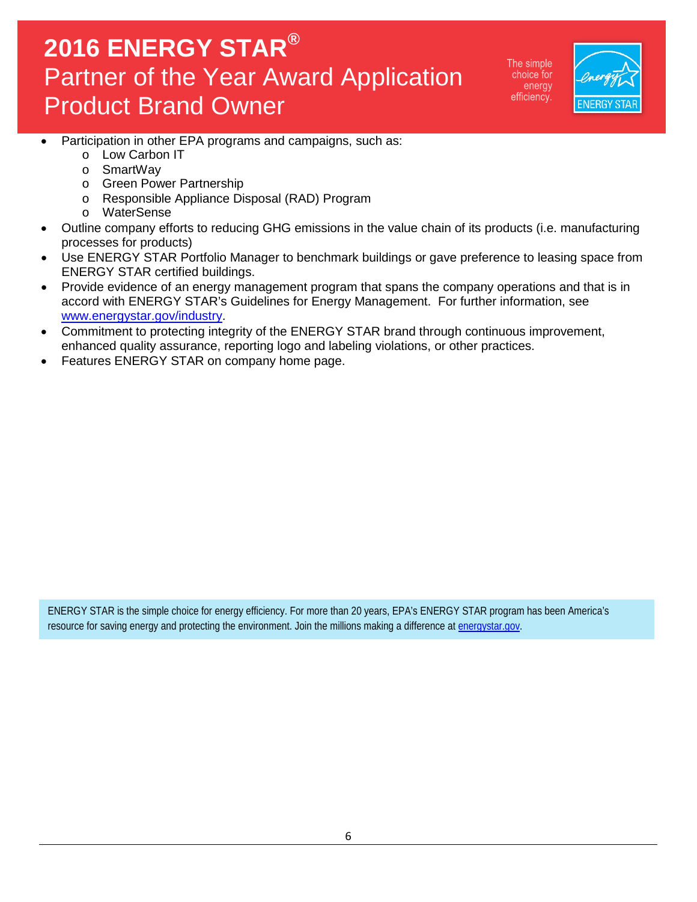- Participation in other EPA programs and campaigns, such as:
  - Low Carbon IT
  - SmartWay
  - Green Power Partnership
  - Responsible Appliance Disposal (RAD) Program
  - WaterSense
- Outline company efforts to reducing GHG emissions in the value chain of its products (i.e. manufacturing processes for products)
- Use ENERGY STAR Portfolio Manager to benchmark buildings or gave preference to leasing space from ENERGY STAR certified buildings.
- Provide evidence of an energy management program that spans the company operations and that is in accord with ENERGY STAR's Guidelines for Energy Management. For further information, see [www.energystar.gov/industry](www.energystar.gov/industry).
- Commitment to protecting integrity of the ENERGY STAR brand through continuous improvement, enhanced quality assurance, reporting logo and labeling violations, or other practices.
- Features ENERGY STAR on company home page.

ENERGY STAR is the simple choice for energy efficiency. For more than 20 years, EPA's ENERGY STAR program has been America's resource for saving energy and protecting the environment. Join the millions making a difference at [energystar.gov](energystar.gov).